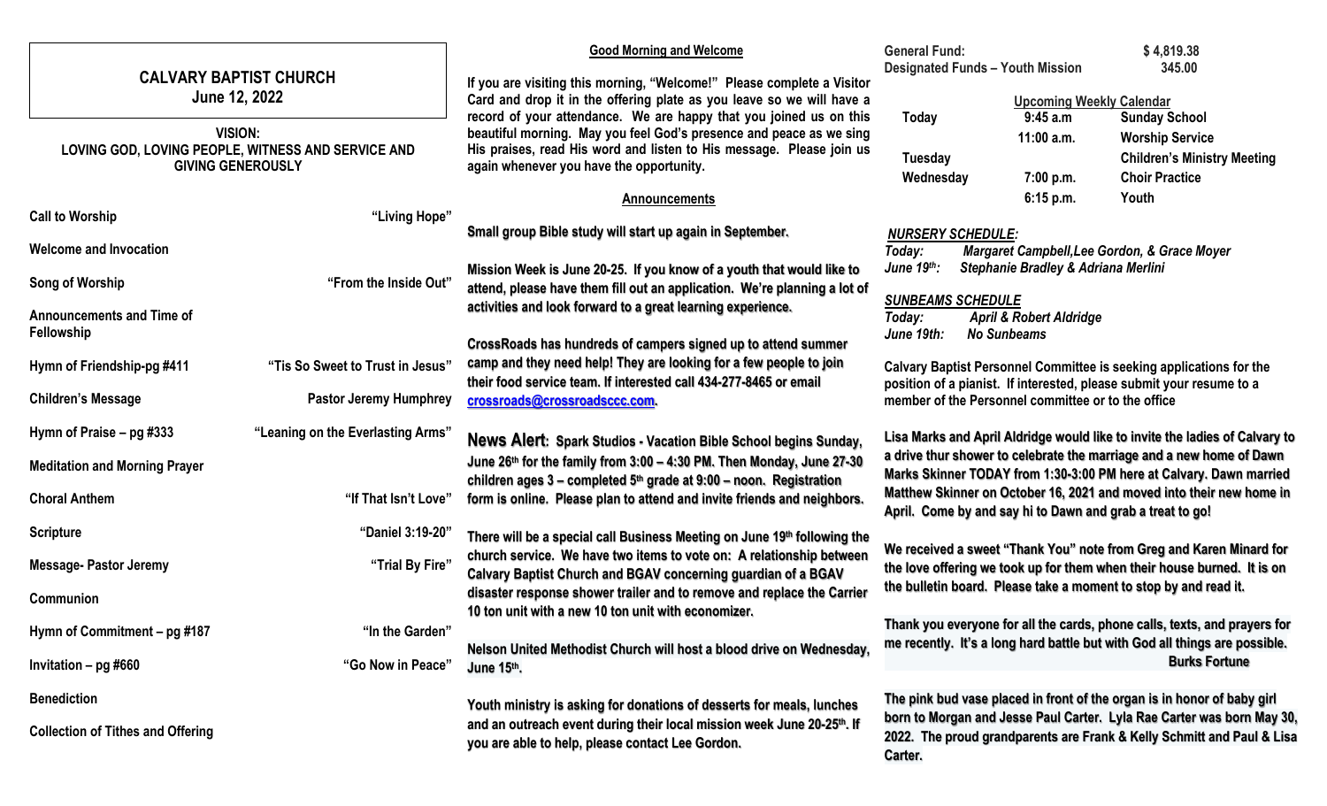# CALVARY BAPTIST CHURCH
## June 12, 2022

**VISION:**
**LOVING GOD, LOVING PEOPLE, WITNESS AND SERVICE AND GIVING GENEROUSLY**

| | |
|---|---|
| **Call to Worship** | **"Living Hope"** |
| **Welcome and Invocation** | |
| **Song of Worship** | **"From the Inside Out"** |
| **Announcements and Time of Fellowship** | |
| **Hymn of Friendship-pg #411** | **"Tis So Sweet to Trust in Jesus"** |
| **Children's Message** | **Pastor Jeremy Humphrey** |
| **Hymn of Praise – pg #333** | **"Leaning on the Everlasting Arms"** |
| **Meditation and Morning Prayer** | |
| **Choral Anthem** | **"If That Isn't Love"** |
| **Scripture** | **"Daniel 3:19-20"** |
| **Message- Pastor Jeremy** | **"Trial By Fire"** |
| **Communion** | |
| **Hymn of Commitment – pg #187** | **"In the Garden"** |
| **Invitation – pg #660** | **"Go Now in Peace"** |
| **Benediction** | |
| **Collection of Tithes and Offering** | |

**Good Morning and Welcome**

**If you are visiting this morning, "Welcome!" Please complete a Visitor Card and drop it in the offering plate as you leave so we will have a record of your attendance. We are happy that you joined us on this beautiful morning. May you feel God's presence and peace as we sing His praises, read His word and listen to His message. Please join us again whenever you have the opportunity.**

**Announcements**

**Small group Bible study will start up again in September.**

**Mission Week is June 20-25. If you know of a youth that would like to attend, please have them fill out an application. We're planning a lot of activities and look forward to a great learning experience.**

**CrossRoads has hundreds of campers signed up to attend summer camp and they need help! They are looking for a few people to join their food service team. If interested call 434-277-8465 or email crossroads@crossroadsccc.com.**

**News Alert: Spark Studios - Vacation Bible School begins Sunday, June 26th for the family from 3:00 – 4:30 PM. Then Monday, June 27-30 children ages 3 – completed 5th grade at 9:00 – noon. Registration form is online. Please plan to attend and invite friends and neighbors.**

**There will be a special call Business Meeting on June 19th following the church service. We have two items to vote on: A relationship between Calvary Baptist Church and BGAV concerning guardian of a BGAV disaster response shower trailer and to remove and replace the Carrier 10 ton unit with a new 10 ton unit with economizer.**

**Nelson United Methodist Church will host a blood drive on Wednesday, June 15th.**

**Youth ministry is asking for donations of desserts for meals, lunches and an outreach event during their local mission week June 20-25th. If you are able to help, please contact Lee Gordon.**

| | |
|---|---|
| **General Fund:** | **$ 4,819.38** |
| **Designated Funds – Youth Mission** | **345.00** |

**Upcoming Weekly Calendar**

| | | |
|---|---|---|
| **Today** | **9:45 a.m** | **Sunday School** |
| | **11:00 a.m.** | **Worship Service** |
| **Tuesday** | | **Children's Ministry Meeting** |
| **Wednesday** | **7:00 p.m.** | **Choir Practice** |
| | **6:15 p.m.** | **Youth** |

***NURSERY SCHEDULE:***
***Today:*** ***Margaret Campbell,Lee Gordon, & Grace Moyer***
***June 19th:*** ***Stephanie Bradley & Adriana Merlini***

***SUNBEAMS SCHEDULE***
***Today:*** ***April & Robert Aldridge***
***June 19th:*** ***No Sunbeams***

**Calvary Baptist Personnel Committee is seeking applications for the position of a pianist. If interested, please submit your resume to a member of the Personnel committee or to the office**

**Lisa Marks and April Aldridge would like to invite the ladies of Calvary to a drive thur shower to celebrate the marriage and a new home of Dawn Marks Skinner TODAY from 1:30-3:00 PM here at Calvary. Dawn married Matthew Skinner on October 16, 2021 and moved into their new home in April. Come by and say hi to Dawn and grab a treat to go!**

**We received a sweet "Thank You" note from Greg and Karen Minard for the love offering we took up for them when their house burned. It is on the bulletin board. Please take a moment to stop by and read it.**

**Thank you everyone for all the cards, phone calls, texts, and prayers for me recently. It's a long hard battle but with God all things are possible.**
**Burks Fortune**

**The pink bud vase placed in front of the organ is in honor of baby girl born to Morgan and Jesse Paul Carter. Lyla Rae Carter was born May 30, 2022. The proud grandparents are Frank & Kelly Schmitt and Paul & Lisa Carter.**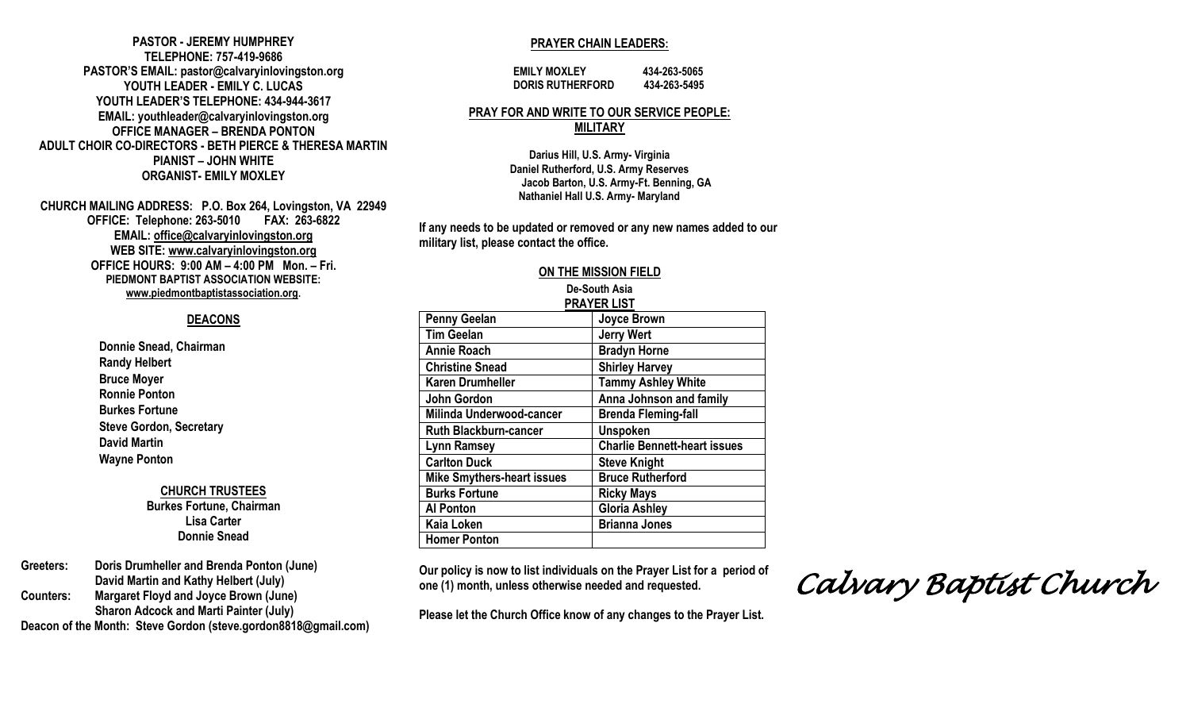**PASTOR - JEREMY HUMPHREY**
**TELEPHONE: 757-419-9686**
**PASTOR'S EMAIL: pastor@calvaryinlovingston.org**
**YOUTH LEADER - EMILY C. LUCAS**
**YOUTH LEADER'S TELEPHONE: 434-944-3617**
**EMAIL: youthleader@calvaryinlovingston.org**
**OFFICE MANAGER – BRENDA PONTON**
**ADULT CHOIR CO-DIRECTORS - BETH PIERCE & THERESA MARTIN**
**PIANIST – JOHN WHITE**
**ORGANIST- EMILY MOXLEY**

**CHURCH MAILING ADDRESS: P.O. Box 264, Lovingston, VA 22949**
**OFFICE: Telephone: 263-5010 FAX: 263-6822**
**EMAIL: office@calvaryinlovingston.org**
**WEB SITE: www.calvaryinlovingston.org**
**OFFICE HOURS: 9:00 AM – 4:00 PM Mon. – Fri.**
**PIEDMONT BAPTIST ASSOCIATION WEBSITE:**
**www.piedmontbaptistassociation.org.**

## DEACONS

**Donnie Snead, Chairman**
**Randy Helbert**
**Bruce Moyer**
**Ronnie Ponton**
**Burkes Fortune**
**Steve Gordon, Secretary**
**David Martin**
**Wayne Ponton**

## CHURCH TRUSTEES

**Burkes Fortune, Chairman**
**Lisa Carter**
**Donnie Snead**

**Greeters:** Doris Drumheller and Brenda Ponton (June)
David Martin and Kathy Helbert (July)
**Counters:** Margaret Floyd and Joyce Brown (June)
Sharon Adcock and Marti Painter (July)
**Deacon of the Month: Steve Gordon (steve.gordon8818@gmail.com)**

## PRAYER CHAIN LEADERS:

**EMILY MOXLEY 434-263-5065**
**DORIS RUTHERFORD 434-263-5495**

## PRAY FOR AND WRITE TO OUR SERVICE PEOPLE:

### MILITARY

**Darius Hill, U.S. Army- Virginia**
**Daniel Rutherford, U.S. Army Reserves**
**Jacob Barton, U.S. Army-Ft. Benning, GA**
**Nathaniel Hall U.S. Army- Maryland**

**If any needs to be updated or removed or any new names added to our military list, please contact the office.**

## ON THE MISSION FIELD

**De-South Asia**

## PRAYER LIST

| | |
|---|---|
| Penny Geelan | Joyce Brown |
| Tim Geelan | Jerry Wert |
| Annie Roach | Bradyn Horne |
| Christine Snead | Shirley Harvey |
| Karen Drumheller | Tammy Ashley White |
| John Gordon | Anna Johnson and family |
| Milinda Underwood-cancer | Brenda Fleming-fall |
| Ruth Blackburn-cancer | Unspoken |
| Lynn Ramsey | Charlie Bennett-heart issues |
| Carlton Duck | Steve Knight |
| Mike Smythers-heart issues | Bruce Rutherford |
| Burks Fortune | Ricky Mays |
| Al Ponton | Gloria Ashley |
| Kaia Loken | Brianna Jones |
| Homer Ponton | |

**Our policy is now to list individuals on the Prayer List for a period of one (1) month, unless otherwise needed and requested.**

**Please let the Church Office know of any changes to the Prayer List.**

*Calvary Baptist Church*